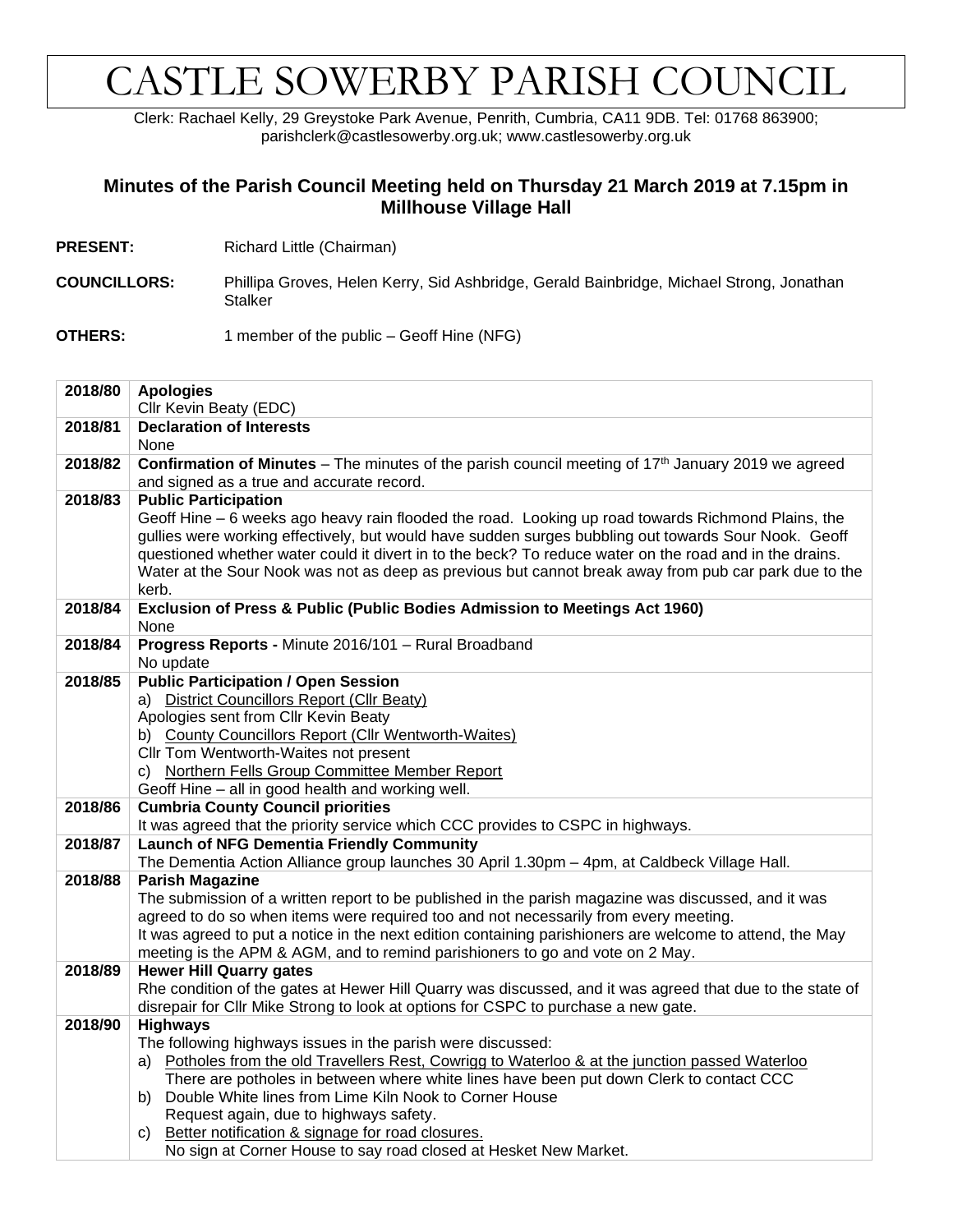# CASTLE SOWERBY PARISH COUNCIL

Clerk: Rachael Kelly, 29 Greystoke Park Avenue, Penrith, Cumbria, CA11 9DB. Tel: 01768 863900; parishclerk@castlesowerby.org.uk; www.castlesowerby.org.uk

## Minutes of the Parish Council Meeting held on Thursday 21 March 2019 at 7.15pm in Millhouse Village Hall

**PRESENT:** Richard Little (Chairman)

**COUNCILLORS:** Phillipa Groves, Helen Kerry, Sid Ashbridge, Gerald Bainbridge, Michael Strong, Jonathan Stalker

**OTHERS:** 1 member of the public – Geoff Hine (NFG)

| | |
|---|---|
| **2018/80** | **Apologies**<br>Cllr Kevin Beaty (EDC) |
| **2018/81** | **Declaration of Interests**<br>None |
| **2018/82** | **Confirmation of Minutes** – The minutes of the parish council meeting of 17th January 2019 we agreed and signed as a true and accurate record. |
| **2018/83** | **Public Participation**<br>Geoff Hine – 6 weeks ago heavy rain flooded the road. Looking up road towards Richmond Plains, the gullies were working effectively, but would have sudden surges bubbling out towards Sour Nook. Geoff questioned whether water could it divert in to the beck? To reduce water on the road and in the drains. Water at the Sour Nook was not as deep as previous but cannot break away from pub car park due to the kerb. |
| **2018/84** | **Exclusion of Press & Public (Public Bodies Admission to Meetings Act 1960)**<br>None |
| **2018/84** | **Progress Reports -** Minute 2016/101 – Rural Broadband<br>No update |
| **2018/85** | **Public Participation / Open Session**<br>a) District Councillors Report (Cllr Beaty)<br>Apologies sent from Cllr Kevin Beaty<br>b) County Councillors Report (Cllr Wentworth-Waites)<br>Cllr Tom Wentworth-Waites not present<br>c) Northern Fells Group Committee Member Report<br>Geoff Hine – all in good health and working well. |
| **2018/86** | **Cumbria County Council priorities**<br>It was agreed that the priority service which CCC provides to CSPC in highways. |
| **2018/87** | **Launch of NFG Dementia Friendly Community**<br>The Dementia Action Alliance group launches 30 April 1.30pm – 4pm, at Caldbeck Village Hall. |
| **2018/88** | **Parish Magazine**<br>The submission of a written report to be published in the parish magazine was discussed, and it was agreed to do so when items were required too and not necessarily from every meeting.<br>It was agreed to put a notice in the next edition containing parishioners are welcome to attend, the May meeting is the APM & AGM, and to remind parishioners to go and vote on 2 May. |
| **2018/89** | **Hewer Hill Quarry gates**<br>Rhe condition of the gates at Hewer Hill Quarry was discussed, and it was agreed that due to the state of disrepair for Cllr Mike Strong to look at options for CSPC to purchase a new gate. |
| **2018/90** | **Highways**<br>The following highways issues in the parish were discussed:<br>a) Potholes from the old Travellers Rest, Cowrigg to Waterloo & at the junction passed Waterloo<br>There are potholes in between where white lines have been put down Clerk to contact CCC<br>b) Double White lines from Lime Kiln Nook to Corner House<br>Request again, due to highways safety.<br>c) Better notification & signage for road closures.<br>No sign at Corner House to say road closed at Hesket New Market. |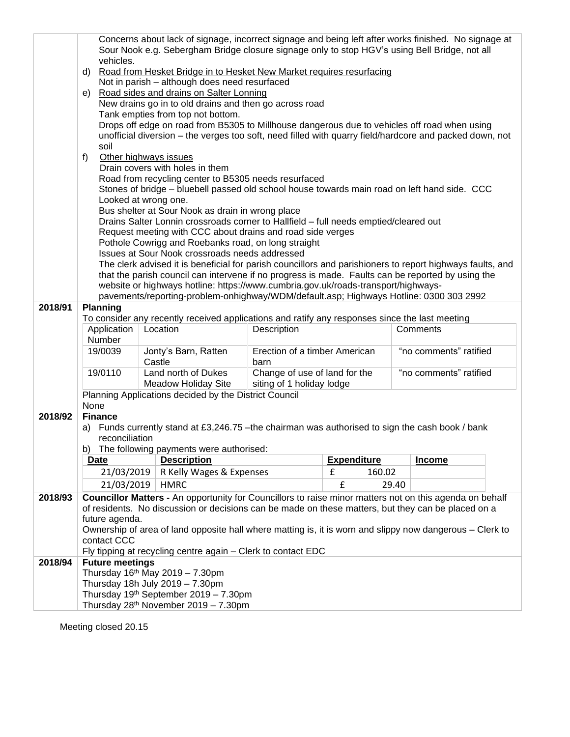Concerns about lack of signage, incorrect signage and being left after works finished. No signage at Sour Nook e.g. Sebergham Bridge closure signage only to stop HGV's using Bell Bridge, not all vehicles.

d) Road from Hesket Bridge in to Hesket New Market requires resurfacing
Not in parish – although does need resurfaced

e) Road sides and drains on Salter Lonning
New drains go in to old drains and then go across road
Tank empties from top not bottom.
Drops off edge on road from B5305 to Millhouse dangerous due to vehicles off road when using unofficial diversion – the verges too soft, need filled with quarry field/hardcore and packed down, not soil

f) Other highways issues
Drain covers with holes in them
Road from recycling center to B5305 needs resurfaced
Stones of bridge – bluebell passed old school house towards main road on left hand side. CCC Looked at wrong one.
Bus shelter at Sour Nook as drain in wrong place
Drains Salter Lonnin crossroads corner to Hallfield – full needs emptied/cleared out
Request meeting with CCC about drains and road side verges
Pothole Cowrigg and Roebanks road, on long straight
Issues at Sour Nook crossroads needs addressed
The clerk advised it is beneficial for parish councillors and parishioners to report highways faults, and that the parish council can intervene if no progress is made. Faults can be reported by using the website or highways hotline: https://www.cumbria.gov.uk/roads-transport/highways-pavements/reporting-problem-onhighway/WDM/default.asp; Highways Hotline: 0300 303 2992

**2018/91 Planning**

To consider any recently received applications and ratify any responses since the last meeting

| Application Number | Location | Description | Comments |
|---|---|---|---|
| 19/0039 | Jonty's Barn, Ratten Castle | Erection of a timber American barn | "no comments" ratified |
| 19/0110 | Land north of Dukes Meadow Holiday Site | Change of use of land for the siting of 1 holiday lodge | "no comments" ratified |

Planning Applications decided by the District Council
None

**2018/92 Finance**

a) Funds currently stand at £3,246.75 –the chairman was authorised to sign the cash book / bank reconciliation

b) The following payments were authorised:

| Date | Description | Expenditure | Income |
|---|---|---|---|
| 21/03/2019 | R Kelly Wages & Expenses | £ 160.02 | |
| 21/03/2019 | HMRC | £ 29.40 | |

**2018/93 Councillor Matters -** An opportunity for Councillors to raise minor matters not on this agenda on behalf of residents. No discussion or decisions can be made on these matters, but they can be placed on a future agenda.

Ownership of area of land opposite hall where matting is, it is worn and slippy now dangerous – Clerk to contact CCC

Fly tipping at recycling centre again – Clerk to contact EDC

**2018/94 Future meetings**

Thursday 16th May 2019 – 7.30pm
Thursday 18h July 2019 – 7.30pm
Thursday 19th September 2019 – 7.30pm
Thursday 28th November 2019 – 7.30pm

Meeting closed 20.15